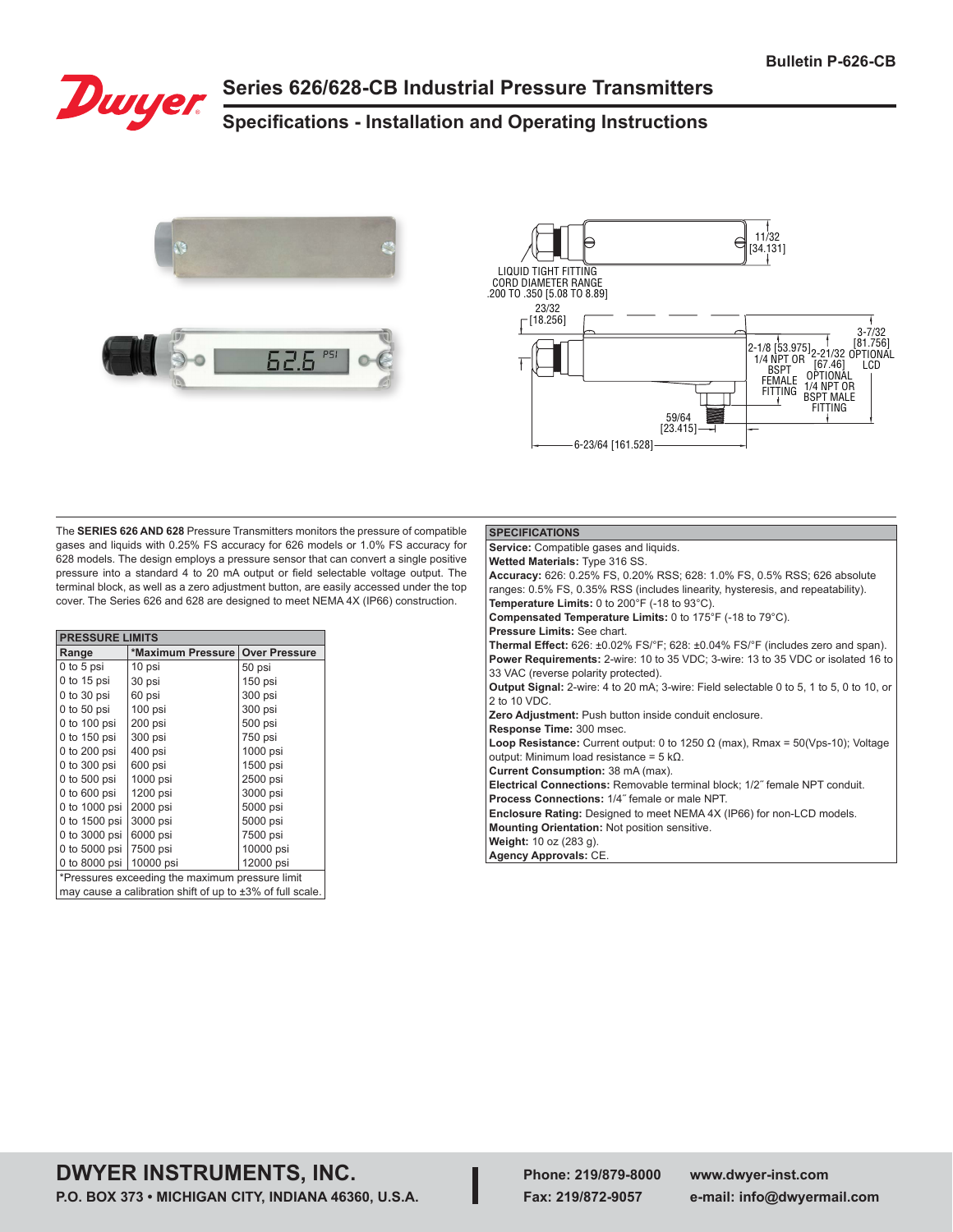Bulletin P-626-CB

# Series 626/628-CB Industrial Pressure Transmitters

## Specifications - Installation and Operating Instructions

LIQUID TIGHT FITTING CORD DIAMETER RANGE .200 TO .350 [5.08 TO 8.89]

11/32 [34.131]

23/32 [18.256]

2-1/8 [53.975] 1/4 NPT OR BSPT FEMALE FITTING

2-21/32 [67.46] OPTIONAL 1/4 NPT OR BSPT MALE FITTING

3-7/32 [81.756] OPTIONAL LCD

59/64 [23.415]

6-23/64 [161.528]

The **SERIES 626 AND 628** Pressure Transmitters monitors the pressure of compatible gases and liquids with 0.25% FS accuracy for 626 models or 1.0% FS accuracy for 628 models. The design employs a pressure sensor that can convert a single positive pressure into a standard 4 to 20 mA output or field selectable voltage output. The terminal block, as well as a zero adjustment button, are easily accessed under the top cover. The Series 626 and 628 are designed to meet NEMA 4X (IP66) construction.

**PRESSURE LIMITS**

| Range | *Maximum Pressure | Over Pressure |
|---|---|---|
| 0 to 5 psi | 10 psi | 50 psi |
| 0 to 15 psi | 30 psi | 150 psi |
| 0 to 30 psi | 60 psi | 300 psi |
| 0 to 50 psi | 100 psi | 300 psi |
| 0 to 100 psi | 200 psi | 500 psi |
| 0 to 150 psi | 300 psi | 750 psi |
| 0 to 200 psi | 400 psi | 1000 psi |
| 0 to 300 psi | 600 psi | 1500 psi |
| 0 to 500 psi | 1000 psi | 2500 psi |
| 0 to 600 psi | 1200 psi | 3000 psi |
| 0 to 1000 psi | 2000 psi | 5000 psi |
| 0 to 1500 psi | 3000 psi | 5000 psi |
| 0 to 3000 psi | 6000 psi | 7500 psi |
| 0 to 5000 psi | 7500 psi | 10000 psi |
| 0 to 8000 psi | 10000 psi | 12000 psi |

*Pressures exceeding the maximum pressure limit may cause a calibration shift of up to ±3% of full scale.

**SPECIFICATIONS**

**Service:** Compatible gases and liquids.
**Wetted Materials:** Type 316 SS.
**Accuracy:** 626: 0.25% FS, 0.20% RSS; 628: 1.0% FS, 0.5% RSS; 626 absolute ranges: 0.5% FS, 0.35% RSS (includes linearity, hysteresis, and repeatability).
**Temperature Limits:** 0 to 200°F (-18 to 93°C).
**Compensated Temperature Limits:** 0 to 175°F (-18 to 79°C).
**Pressure Limits:** See chart.
**Thermal Effect:** 626: ±0.02% FS/°F; 628: ±0.04% FS/°F (includes zero and span).
**Power Requirements:** 2-wire: 10 to 35 VDC; 3-wire: 13 to 35 VDC or isolated 16 to 33 VAC (reverse polarity protected).
**Output Signal:** 2-wire: 4 to 20 mA; 3-wire: Field selectable 0 to 5, 1 to 5, 0 to 10, or 2 to 10 VDC.
**Zero Adjustment:** Push button inside conduit enclosure.
**Response Time:** 300 msec.
**Loop Resistance:** Current output: 0 to 1250 Ω (max), Rmax = 50(Vps-10); Voltage output: Minimum load resistance = 5 kΩ.
**Current Consumption:** 38 mA (max).
**Electrical Connections:** Removable terminal block; 1/2″ female NPT conduit.
**Process Connections:** 1/4″ female or male NPT.
**Enclosure Rating:** Designed to meet NEMA 4X (IP66) for non-LCD models.
**Mounting Orientation:** Not position sensitive.
**Weight:** 10 oz (283 g).
**Agency Approvals:** CE.

**DWYER INSTRUMENTS, INC.**
**P.O. BOX 373 • MICHIGAN CITY, INDIANA 46360, U.S.A.**
**Phone: 219/879-8000**
**Fax: 219/872-9057**
**www.dwyer-inst.com**
**e-mail: info@dwyermail.com**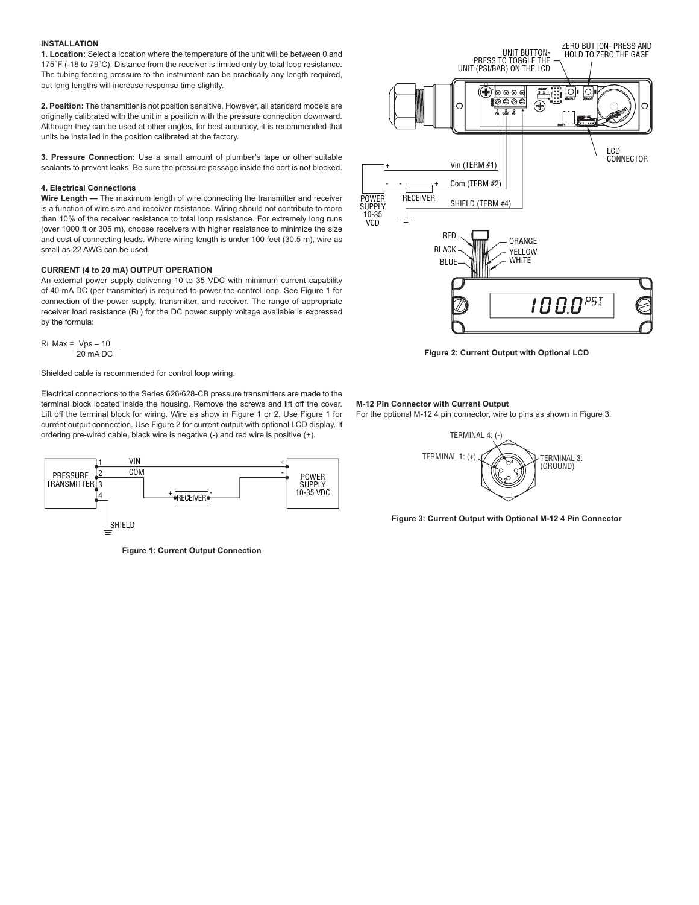**INSTALLATION**

**1. Location:** Select a location where the temperature of the unit will be between 0 and 175°F (-18 to 79°C). Distance from the receiver is limited only by total loop resistance. The tubing feeding pressure to the instrument can be practically any length required, but long lengths will increase response time slightly.

**2. Position:** The transmitter is not position sensitive. However, all standard models are originally calibrated with the unit in a position with the pressure connection downward. Although they can be used at other angles, for best accuracy, it is recommended that units be installed in the position calibrated at the factory.

**3. Pressure Connection:** Use a small amount of plumber's tape or other suitable sealants to prevent leaks. Be sure the pressure passage inside the port is not blocked.

**4. Electrical Connections**

**Wire Length —** The maximum length of wire connecting the transmitter and receiver is a function of wire size and receiver resistance. Wiring should not contribute to more than 10% of the receiver resistance to total loop resistance. For extremely long runs (over 1000 ft or 305 m), choose receivers with higher resistance to minimize the size and cost of connecting leads. Where wiring length is under 100 feet (30.5 m), wire as small as 22 AWG can be used.

**CURRENT (4 to 20 mA) OUTPUT OPERATION**

An external power supply delivering 10 to 35 VDC with minimum current capability of 40 mA DC (per transmitter) is required to power the control loop. See Figure 1 for connection of the power supply, transmitter, and receiver. The range of appropriate receiver load resistance ($R_L$) for the DC power supply voltage available is expressed by the formula:

$$R_L \text{ Max} = \frac{V_{ps} - 10}{20 \text{ mA DC}}$$

Shielded cable is recommended for control loop wiring.

Electrical connections to the Series 626/628-CB pressure transmitters are made to the terminal block located inside the housing. Remove the screws and lift off the cover. Lift off the terminal block for wiring. Wire as show in Figure 1 or 2. Use Figure 1 for current output connection. Use Figure 2 for current output with optional LCD display. If ordering pre-wired cable, black wire is negative (-) and red wire is positive (+).

PRESSURE TRANSMITTER 1 VIN 2 COM 3 4 SHIELD + RECEIVER - POWER SUPPLY 10-35 VDC + -

**Figure 1: Current Output Connection**

UNIT BUTTON- PRESS TO TOGGLE THE UNIT (PSI/BAR) ON THE LCD

ZERO BUTTON- PRESS AND HOLD TO ZERO THE GAGE

LCD CONNECTOR

POWER SUPPLY 10-35 VCD + Vin (TERM #1) - - RECEIVER + Com (TERM #2) SHIELD (TERM #4)

RED BLACK BLUE ORANGE YELLOW WHITE

100.0 PSI

**Figure 2: Current Output with Optional LCD**

**M-12 Pin Connector with Current Output**

For the optional M-12 4 pin connector, wire to pins as shown in Figure 3.

TERMINAL 4: (-) TERMINAL 1: (+) TERMINAL 3: (GROUND)

**Figure 3: Current Output with Optional M-12 4 Pin Connector**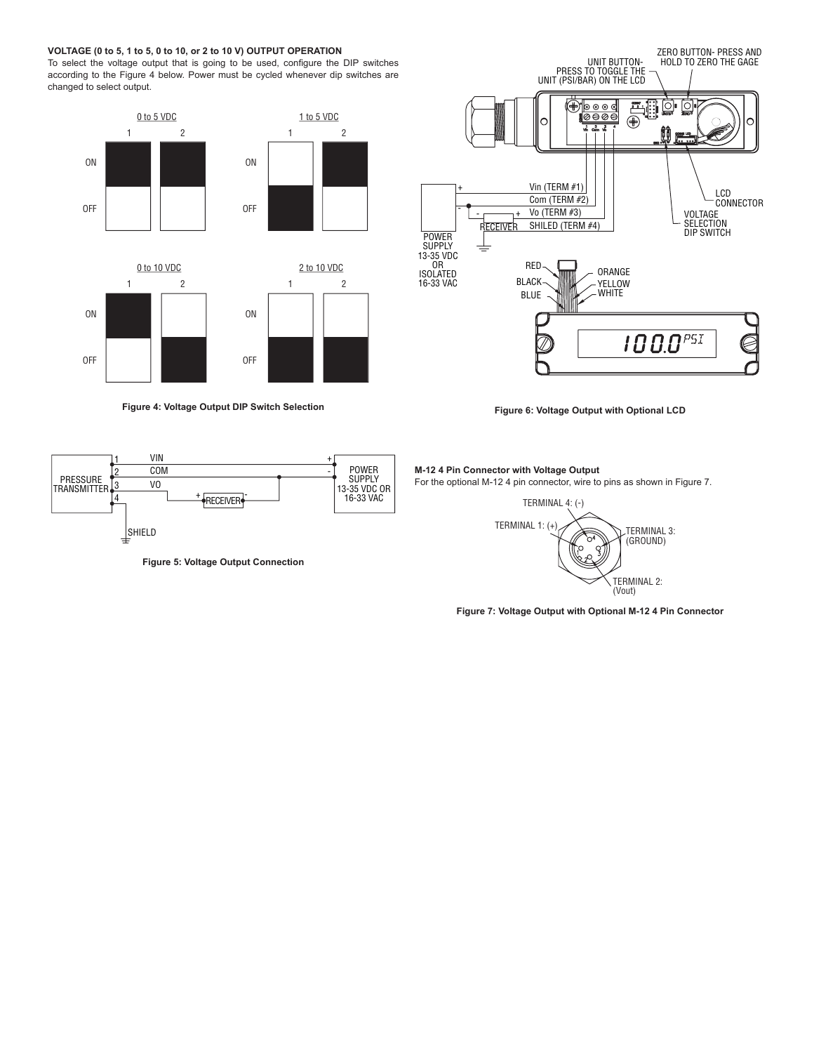**VOLTAGE (0 to 5, 1 to 5, 0 to 10, or 2 to 10 V) OUTPUT OPERATION**

To select the voltage output that is going to be used, configure the DIP switches according to the Figure 4 below. Power must be cycled whenever dip switches are changed to select output.

| Output | Switch 1 | Switch 2 |
|---|---|---|
| 0 to 5 VDC | ON | ON |
| 1 to 5 VDC | OFF | ON |
| 0 to 10 VDC | ON | OFF |
| 2 to 10 VDC | OFF | OFF |

**Figure 4: Voltage Output DIP Switch Selection**

**Figure 6: Voltage Output with Optional LCD**

**Figure 5: Voltage Output Connection**

**M-12 4 Pin Connector with Voltage Output**

For the optional M-12 4 pin connector, wire to pins as shown in Figure 7.

- TERMINAL 1: (+)
- TERMINAL 2: (Vout)
- TERMINAL 3: (GROUND)
- TERMINAL 4: (-)

**Figure 7: Voltage Output with Optional M-12 4 Pin Connector**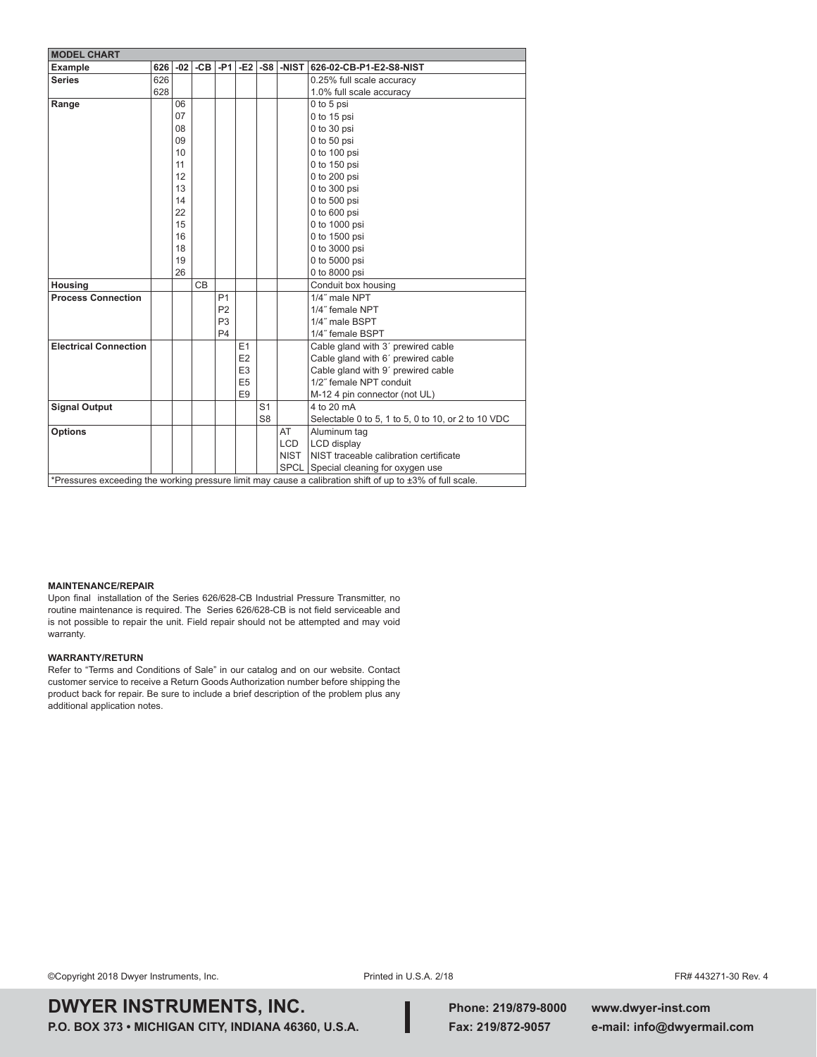| MODEL CHART | | | | | | | | |
|---|---|---|---|---|---|---|---|---|
| **Example** | **626** | **-02** | **-CB** | **-P1** | **-E2** | **-S8** | **-NIST** | **626-02-CB-P1-E2-S8-NIST** |
| **Series** | 626 | | | | | | | 0.25% full scale accuracy |
| | 628 | | | | | | | 1.0% full scale accuracy |
| **Range** | | 06 | | | | | | 0 to 5 psi |
| | | 07 | | | | | | 0 to 15 psi |
| | | 08 | | | | | | 0 to 30 psi |
| | | 09 | | | | | | 0 to 50 psi |
| | | 10 | | | | | | 0 to 100 psi |
| | | 11 | | | | | | 0 to 150 psi |
| | | 12 | | | | | | 0 to 200 psi |
| | | 13 | | | | | | 0 to 300 psi |
| | | 14 | | | | | | 0 to 500 psi |
| | | 22 | | | | | | 0 to 600 psi |
| | | 15 | | | | | | 0 to 1000 psi |
| | | 16 | | | | | | 0 to 1500 psi |
| | | 18 | | | | | | 0 to 3000 psi |
| | | 19 | | | | | | 0 to 5000 psi |
| | | 26 | | | | | | 0 to 8000 psi |
| **Housing** | | | CB | | | | | Conduit box housing |
| **Process Connection** | | | | P1 | | | | 1/4″ male NPT |
| | | | | P2 | | | | 1/4″ female NPT |
| | | | | P3 | | | | 1/4″ male BSPT |
| | | | | P4 | | | | 1/4″ female BSPT |
| **Electrical Connection** | | | | | E1 | | | Cable gland with 3′ prewired cable |
| | | | | | E2 | | | Cable gland with 6′ prewired cable |
| | | | | | E3 | | | Cable gland with 9′ prewired cable |
| | | | | | E5 | | | 1/2″ female NPT conduit |
| | | | | | E9 | | | M-12 4 pin connector (not UL) |
| **Signal Output** | | | | | | S1 | | 4 to 20 mA |
| | | | | | | S8 | | Selectable 0 to 5, 1 to 5, 0 to 10, or 2 to 10 VDC |
| **Options** | | | | | | | AT | Aluminum tag |
| | | | | | | | LCD | LCD display |
| | | | | | | | NIST | NIST traceable calibration certificate |
| | | | | | | | SPCL | Special cleaning for oxygen use |

*Pressures exceeding the working pressure limit may cause a calibration shift of up to ±3% of full scale.

#### MAINTENANCE/REPAIR

Upon final installation of the Series 626/628-CB Industrial Pressure Transmitter, no routine maintenance is required. The Series 626/628-CB is not field serviceable and is not possible to repair the unit. Field repair should not be attempted and may void warranty.

#### WARRANTY/RETURN

Refer to "Terms and Conditions of Sale" in our catalog and on our website. Contact customer service to receive a Return Goods Authorization number before shipping the product back for repair. Be sure to include a brief description of the problem plus any additional application notes.

©Copyright 2018 Dwyer Instruments, Inc.    Printed in U.S.A. 2/18    FR# 443271-30 Rev. 4

**DWYER INSTRUMENTS, INC.**
**P.O. BOX 373 • MICHIGAN CITY, INDIANA 46360, U.S.A.**

**Phone: 219/879-8000**
**Fax: 219/872-9057**

**www.dwyer-inst.com**
**e-mail: info@dwyermail.com**